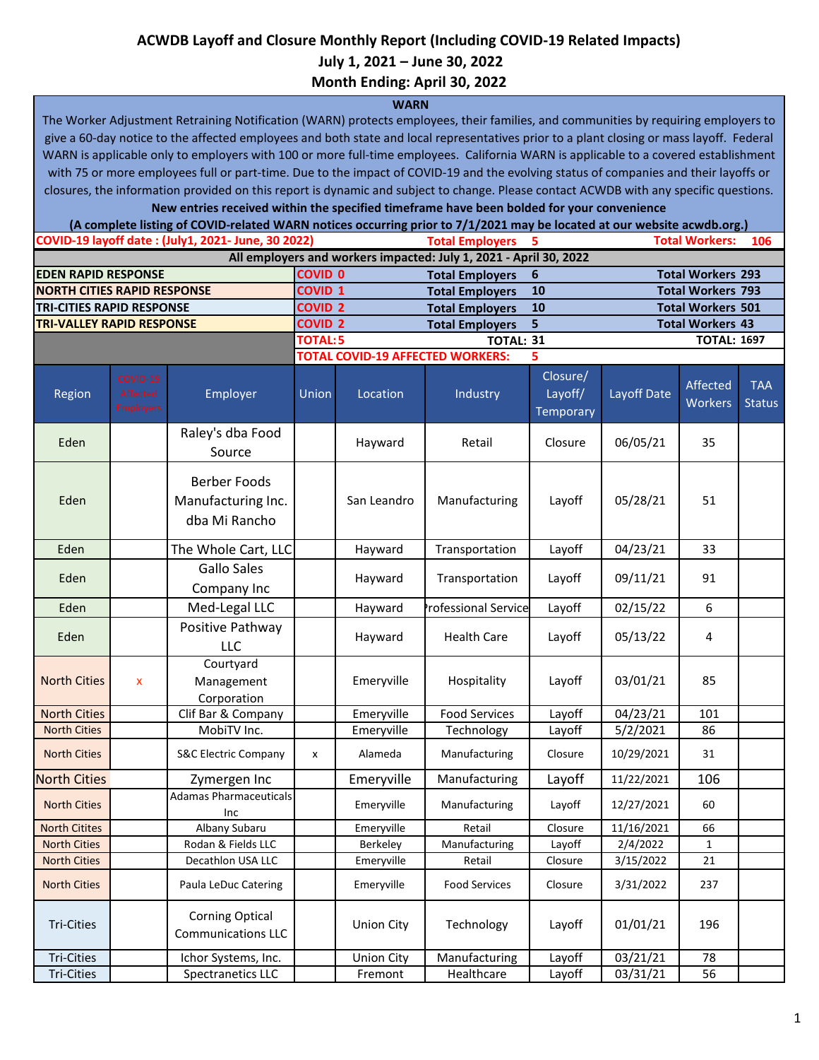# ACWDB Layoff and Closure Monthly Report (Including COVID-19 Related Impacts)

## July 1, 2021 – June 30, 2022

## Month Ending: April 30, 2022

**WARN**

The Worker Adjustment Retraining Notification (WARN) protects employees, their families, and communities by requiring employers to give a 60-day notice to the affected employees and both state and local representatives prior to a plant closing or mass layoff. Federal WARN is applicable only to employers with 100 or more full-time employees. California WARN is applicable to a covered establishment with 75 or more employees full or part-time. Due to the impact of COVID-19 and the evolving status of companies and their layoffs or closures, the information provided on this report is dynamic and subject to change. Please contact ACWDB with any specific questions.

**New entries received within the specified timeframe have been bolded for your convenience**

**(A complete listing of COVID-related WARN notices occurring prior to 7/1/2021 may be located at our website acwdb.org.)**

| COVID-19 layoff date : (July1, 2021- June, 30 2022) | | Total Employers 5 | Total Workers: 106 |
|---|---|---|---|
| **All employers and workers impacted: July 1, 2021 - April 30, 2022** | | | |
| EDEN RAPID RESPONSE | COVID 0 | Total Employers 6 | Total Workers 293 |
| NORTH CITIES RAPID RESPONSE | COVID 1 | Total Employers 10 | Total Workers 793 |
| TRI-CITIES RAPID RESPONSE | COVID 2 | Total Employers 10 | Total Workers 501 |
| TRI-VALLEY RAPID RESPONSE | COVID 2 | Total Employers 5 | Total Workers 43 |
| | TOTAL: 5 | TOTAL: 31 | TOTAL: 1697 |
| | TOTAL COVID-19 AFFECTED WORKERS: 5 | | |

| Region | COVID-19 Affected Employers | Employer | Union | Location | Industry | Closure/ Layoff/ Temporary | Layoff Date | Affected Workers | TAA Status |
|---|---|---|---|---|---|---|---|---|---|
| Eden | | Raley's dba Food Source | | Hayward | Retail | Closure | 06/05/21 | 35 | |
| Eden | | Berber Foods Manufacturing Inc. dba Mi Rancho | | San Leandro | Manufacturing | Layoff | 05/28/21 | 51 | |
| Eden | | The Whole Cart, LLC | | Hayward | Transportation | Layoff | 04/23/21 | 33 | |
| Eden | | Gallo Sales Company Inc | | Hayward | Transportation | Layoff | 09/11/21 | 91 | |
| Eden | | Med-Legal LLC | | Hayward | Professional Service | Layoff | 02/15/22 | 6 | |
| Eden | | Positive Pathway LLC | | Hayward | Health Care | Layoff | 05/13/22 | 4 | |
| North Cities | x | Courtyard Management Corporation | | Emeryville | Hospitality | Layoff | 03/01/21 | 85 | |
| North Cities | | Clif Bar & Company | | Emeryville | Food Services | Layoff | 04/23/21 | 101 | |
| North Cities | | MobiTV Inc. | | Emeryville | Technology | Layoff | 5/2/2021 | 86 | |
| North Cities | | S&C Electric Company | x | Alameda | Manufacturing | Closure | 10/29/2021 | 31 | |
| North Cities | | Zymergen Inc | | Emeryville | Manufacturing | Layoff | 11/22/2021 | 106 | |
| North Cities | | Adamas Pharmaceuticals Inc | | Emeryville | Manufacturing | Layoff | 12/27/2021 | 60 | |
| North Citites | | Albany Subaru | | Emeryville | Retail | Closure | 11/16/2021 | 66 | |
| North Cities | | Rodan & Fields LLC | | Berkeley | Manufacturing | Layoff | 2/4/2022 | 1 | |
| North Cities | | Decathlon USA LLC | | Emeryville | Retail | Closure | 3/15/2022 | 21 | |
| North Cities | | Paula LeDuc Catering | | Emeryville | Food Services | Closure | 3/31/2022 | 237 | |
| Tri-Cities | | Corning Optical Communications LLC | | Union City | Technology | Layoff | 01/01/21 | 196 | |
| Tri-Cities | | Ichor Systems, Inc. | | Union City | Manufacturing | Layoff | 03/21/21 | 78 | |
| Tri-Cities | | Spectranetics LLC | | Fremont | Healthcare | Layoff | 03/31/21 | 56 | |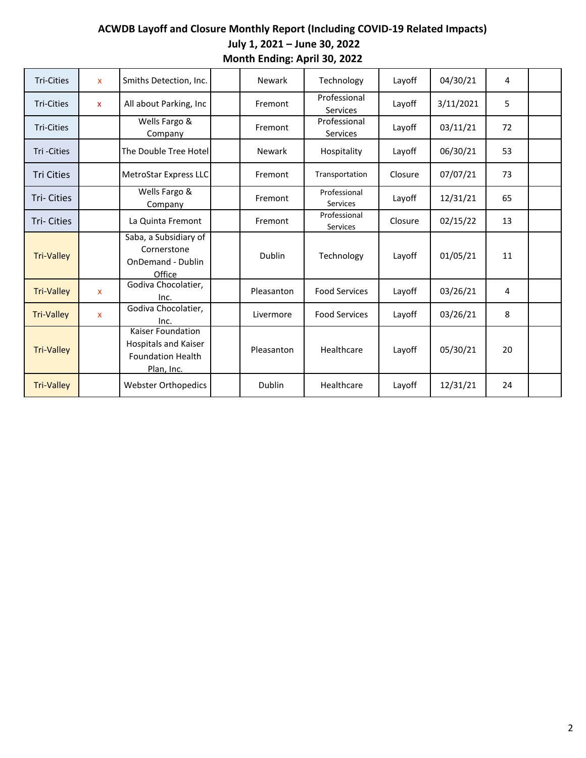## ACWDB Layoff and Closure Monthly Report (Including COVID-19 Related Impacts)
## July 1, 2021 – June 30, 2022
## Month Ending: April 30, 2022

| | | | | | | | | | |
|---|---|---|---|---|---|---|---|---|---|
| Tri-Cities | x | Smiths Detection, Inc. | | Newark | Technology | Layoff | 04/30/21 | 4 | |
| Tri-Cities | x | All about Parking, Inc | | Fremont | Professional Services | Layoff | 3/11/2021 | 5 | |
| Tri-Cities | | Wells Fargo & Company | | Fremont | Professional Services | Layoff | 03/11/21 | 72 | |
| Tri -Cities | | The Double Tree Hotel | | Newark | Hospitality | Layoff | 06/30/21 | 53 | |
| Tri Cities | | MetroStar Express LLC | | Fremont | Transportation | Closure | 07/07/21 | 73 | |
| Tri- Cities | | Wells Fargo & Company | | Fremont | Professional Services | Layoff | 12/31/21 | 65 | |
| Tri- Cities | | La Quinta Fremont | | Fremont | Professional Services | Closure | 02/15/22 | 13 | |
| Tri-Valley | | Saba, a Subsidiary of Cornerstone OnDemand - Dublin Office | | Dublin | Technology | Layoff | 01/05/21 | 11 | |
| Tri-Valley | x | Godiva Chocolatier, Inc. | | Pleasanton | Food Services | Layoff | 03/26/21 | 4 | |
| Tri-Valley | x | Godiva Chocolatier, Inc. | | Livermore | Food Services | Layoff | 03/26/21 | 8 | |
| Tri-Valley | | Kaiser Foundation Hospitals and Kaiser Foundation Health Plan, Inc. | | Pleasanton | Healthcare | Layoff | 05/30/21 | 20 | |
| Tri-Valley | | Webster Orthopedics | | Dublin | Healthcare | Layoff | 12/31/21 | 24 | |